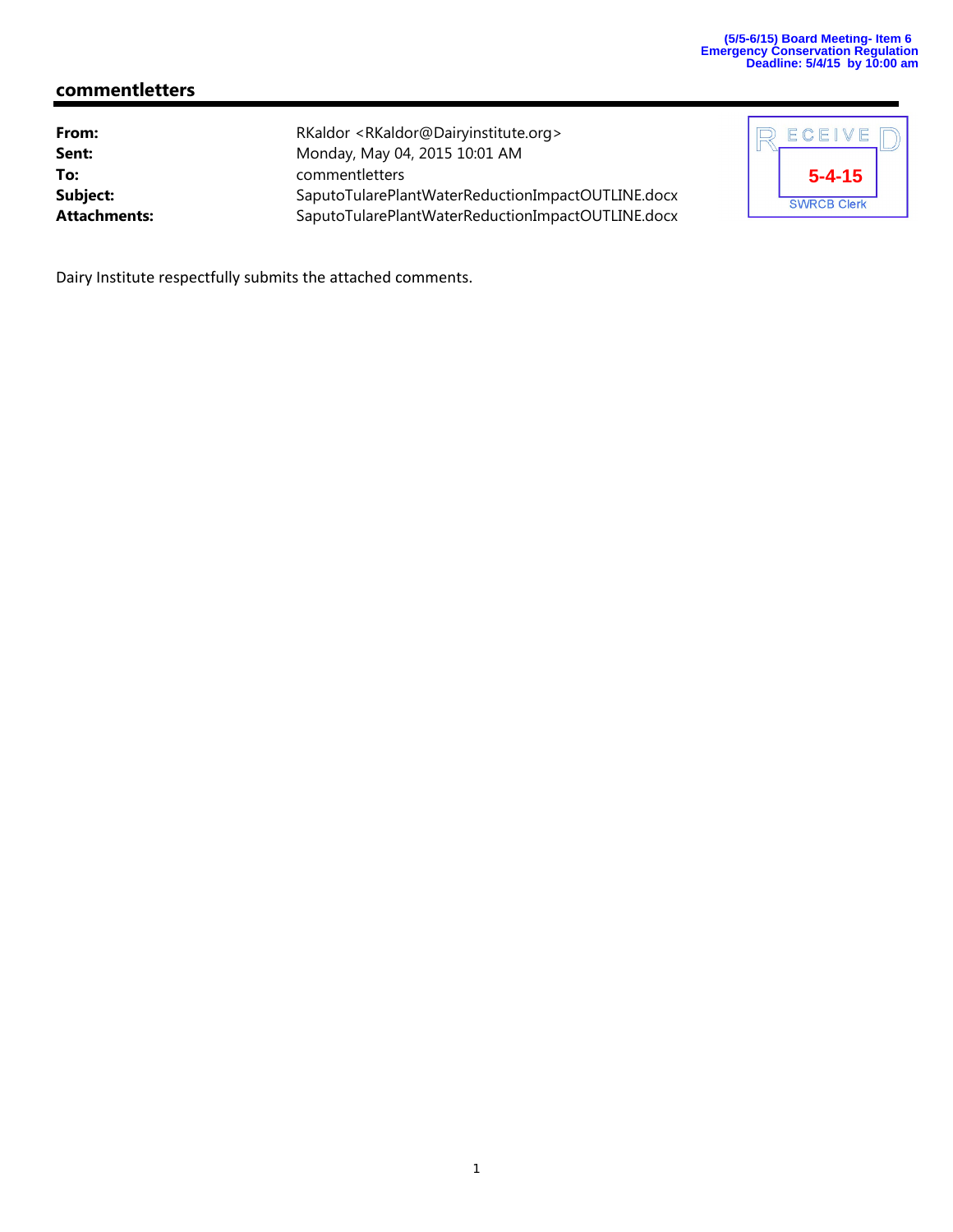(5/5-6/15) Board Meeting- Item 6
Emergency Conservation Regulation
Deadline: 5/4/15 by 10:00 am

## commentletters

| | |
|---|---|
| **From:** | RKaldor <RKaldor@Dairyinstitute.org> |
| **Sent:** | Monday, May 04, 2015 10:01 AM |
| **To:** | commentletters |
| **Subject:** | SaputoTularePlantWaterReductionImpactOUTLINE.docx |
| **Attachments:** | SaputoTularePlantWaterReductionImpactOUTLINE.docx |

RECEIVED
5-4-15
SWRCB Clerk

Dairy Institute respectfully submits the attached comments.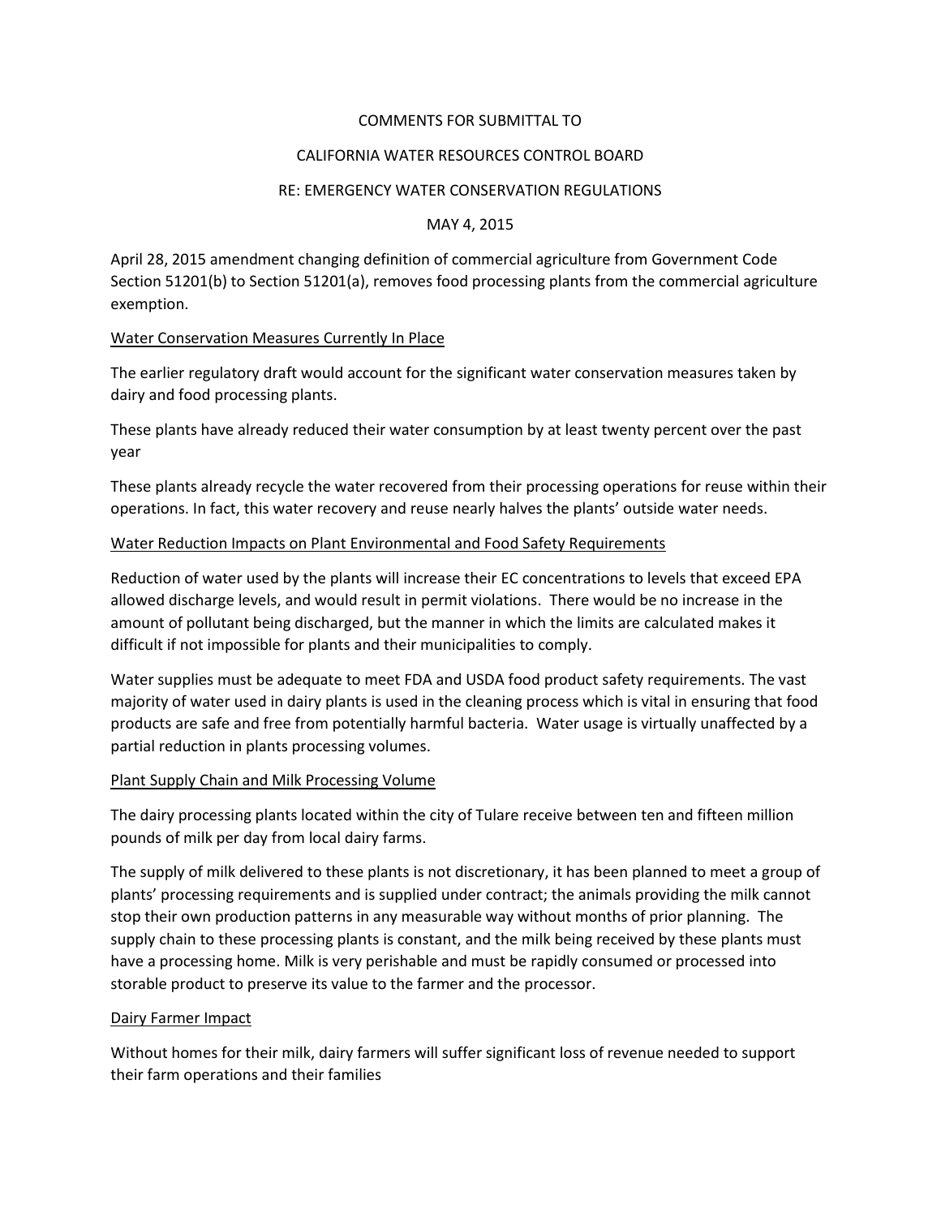COMMENTS FOR SUBMITTAL TO

CALIFORNIA WATER RESOURCES CONTROL BOARD

RE: EMERGENCY WATER CONSERVATION REGULATIONS

MAY 4, 2015

April 28, 2015 amendment changing definition of commercial agriculture from Government Code Section 51201(b) to Section 51201(a), removes food processing plants from the commercial agriculture exemption.

<u>Water Conservation Measures Currently In Place</u>

The earlier regulatory draft would account for the significant water conservation measures taken by dairy and food processing plants.

These plants have already reduced their water consumption by at least twenty percent over the past year

These plants already recycle the water recovered from their processing operations for reuse within their operations. In fact, this water recovery and reuse nearly halves the plants' outside water needs.

<u>Water Reduction Impacts on Plant Environmental and Food Safety Requirements</u>

Reduction of water used by the plants will increase their EC concentrations to levels that exceed EPA allowed discharge levels, and would result in permit violations. There would be no increase in the amount of pollutant being discharged, but the manner in which the limits are calculated makes it difficult if not impossible for plants and their municipalities to comply.

Water supplies must be adequate to meet FDA and USDA food product safety requirements. The vast majority of water used in dairy plants is used in the cleaning process which is vital in ensuring that food products are safe and free from potentially harmful bacteria. Water usage is virtually unaffected by a partial reduction in plants processing volumes.

<u>Plant Supply Chain and Milk Processing Volume</u>

The dairy processing plants located within the city of Tulare receive between ten and fifteen million pounds of milk per day from local dairy farms.

The supply of milk delivered to these plants is not discretionary, it has been planned to meet a group of plants' processing requirements and is supplied under contract; the animals providing the milk cannot stop their own production patterns in any measurable way without months of prior planning. The supply chain to these processing plants is constant, and the milk being received by these plants must have a processing home. Milk is very perishable and must be rapidly consumed or processed into storable product to preserve its value to the farmer and the processor.

<u>Dairy Farmer Impact</u>

Without homes for their milk, dairy farmers will suffer significant loss of revenue needed to support their farm operations and their families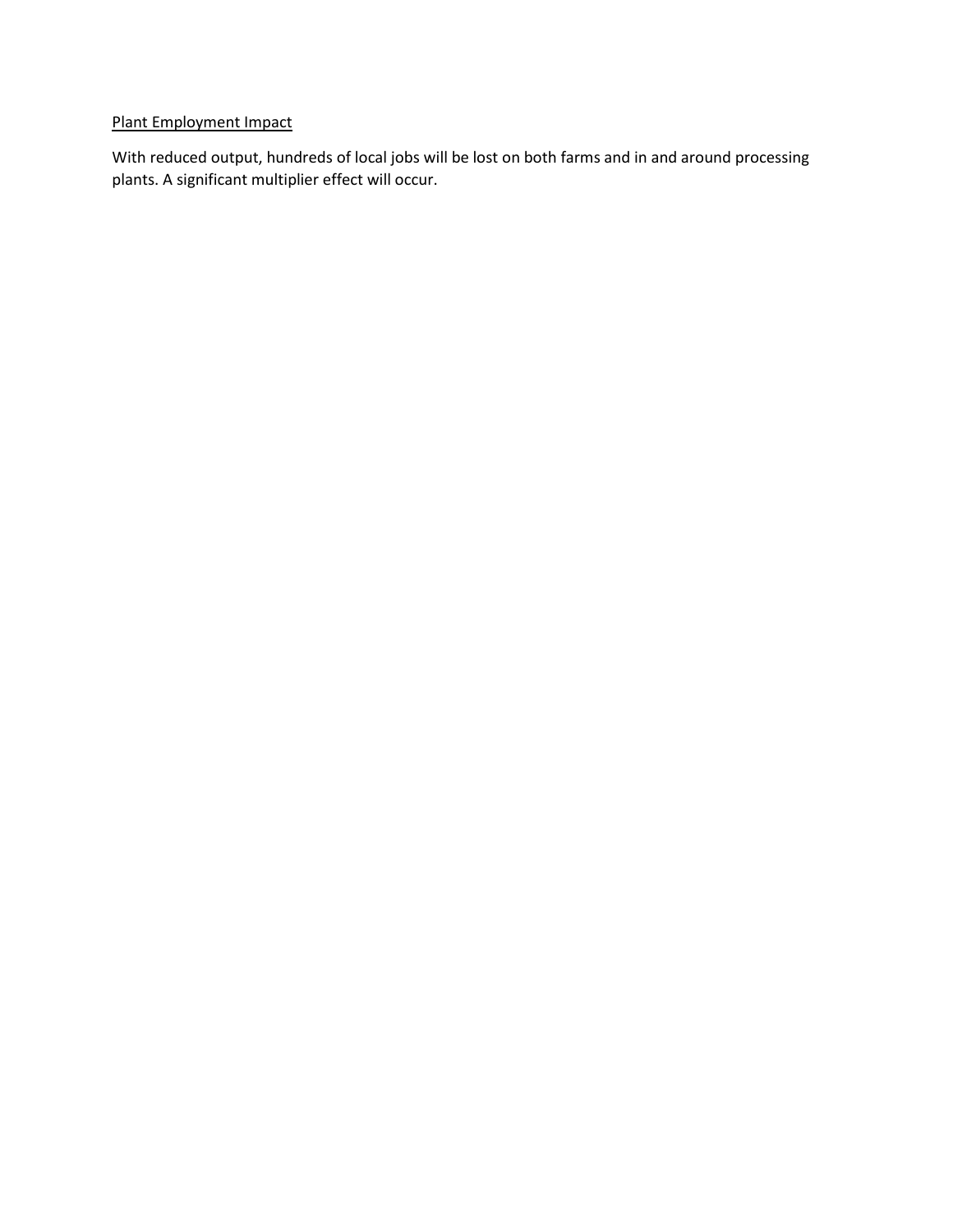<u>Plant Employment Impact</u>

With reduced output, hundreds of local jobs will be lost on both farms and in and around processing plants. A significant multiplier effect will occur.